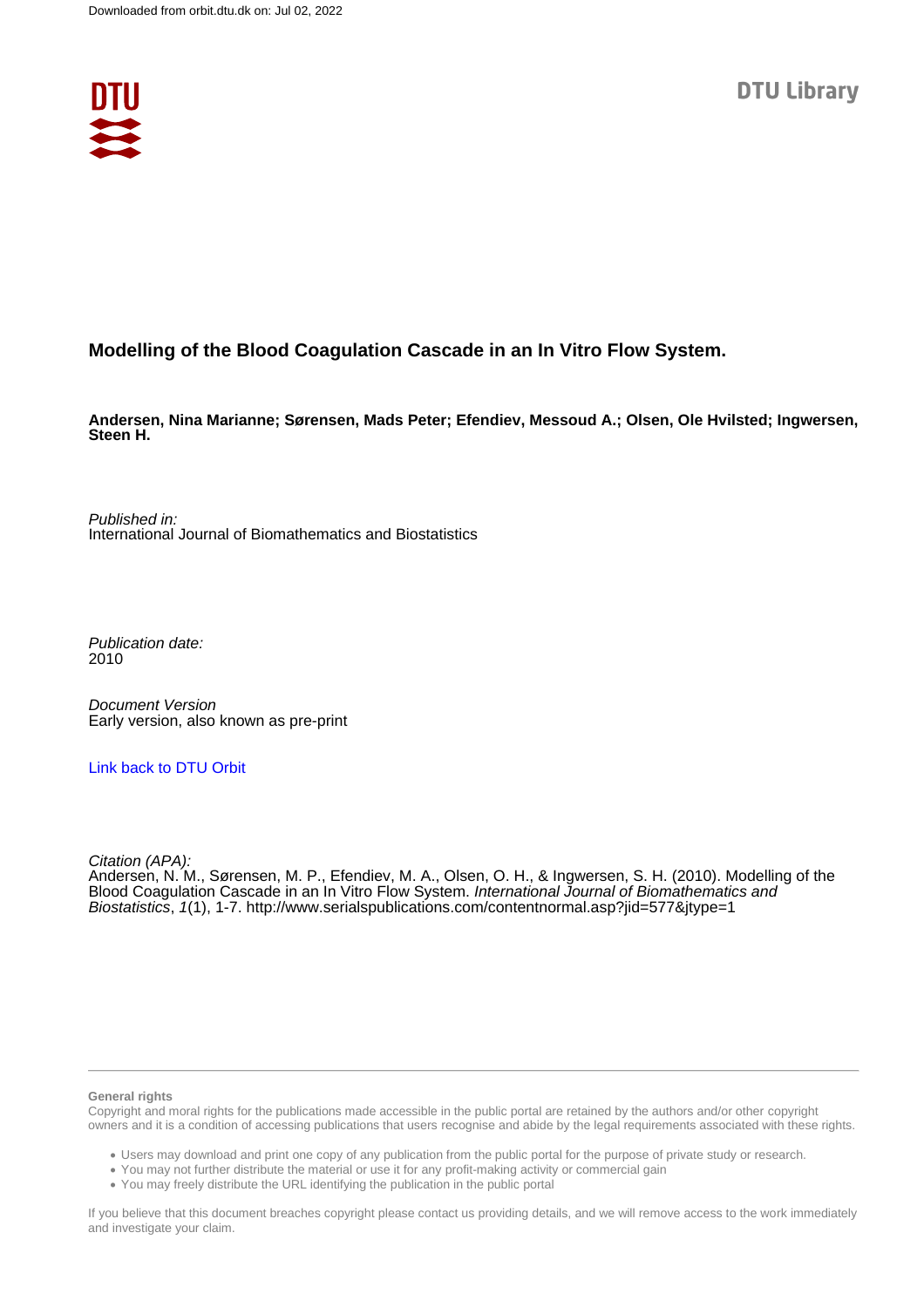Downloaded from orbit.dtu.dk on: Jul 02, 2022

DTU Library

# Modelling of the Blood Coagulation Cascade in an In Vitro Flow System.

**Andersen, Nina Marianne; Sørensen, Mads Peter; Efendiev, Messoud A.; Olsen, Ole Hvilsted; Ingwersen, Steen H.**

*Published in:*
International Journal of Biomathematics and Biostatistics

*Publication date:*
2010

*Document Version*
Early version, also known as pre-print

Link back to DTU Orbit

*Citation (APA):*
Andersen, N. M., Sørensen, M. P., Efendiev, M. A., Olsen, O. H., & Ingwersen, S. H. (2010). Modelling of the Blood Coagulation Cascade in an In Vitro Flow System. *International Journal of Biomathematics and Biostatistics*, *1*(1), 1-7. http://www.serialspublications.com/contentnormal.asp?jid=577&jtype=1

**General rights**

Copyright and moral rights for the publications made accessible in the public portal are retained by the authors and/or other copyright owners and it is a condition of accessing publications that users recognise and abide by the legal requirements associated with these rights.

- Users may download and print one copy of any publication from the public portal for the purpose of private study or research.
- You may not further distribute the material or use it for any profit-making activity or commercial gain
- You may freely distribute the URL identifying the publication in the public portal

If you believe that this document breaches copyright please contact us providing details, and we will remove access to the work immediately and investigate your claim.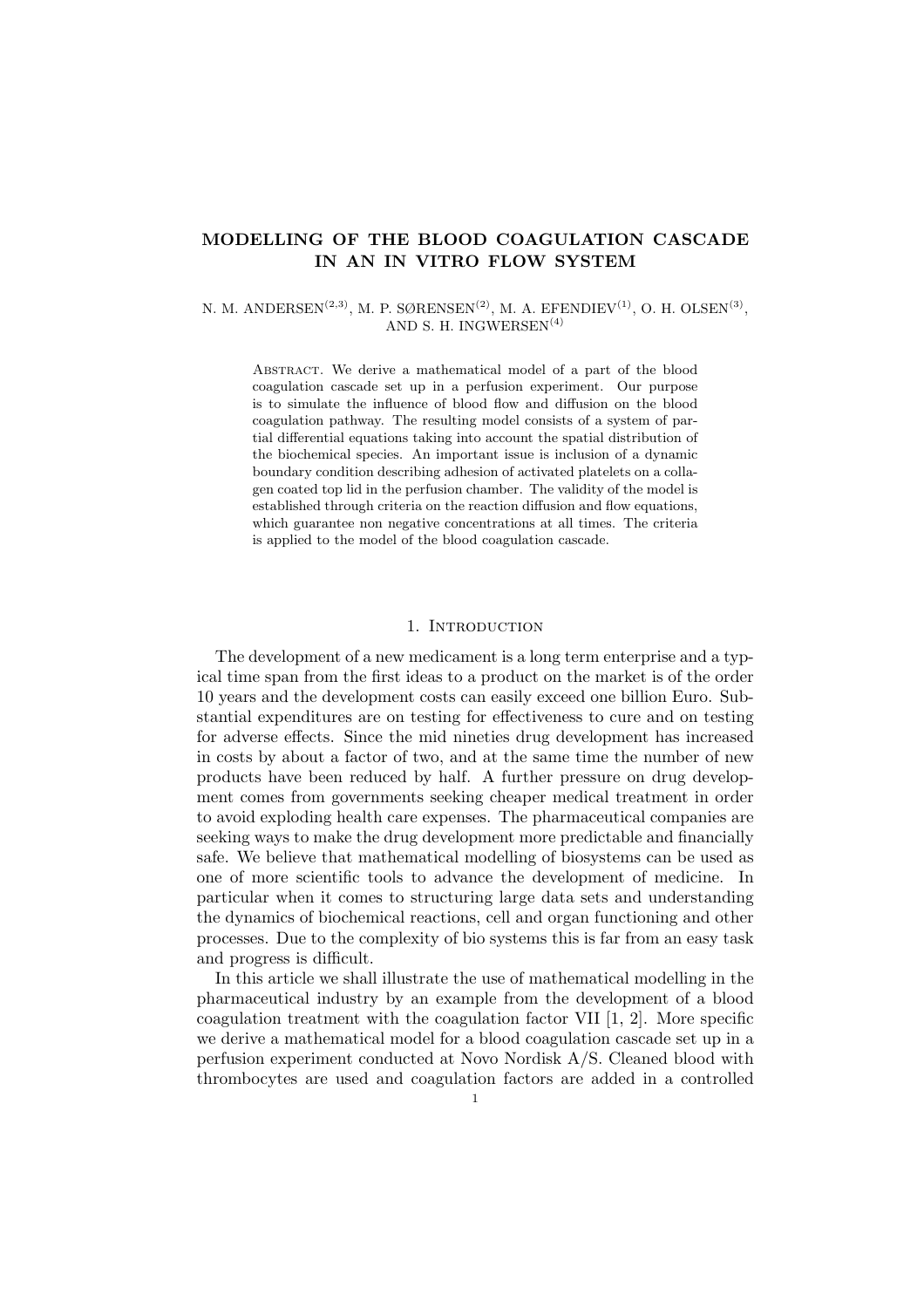# MODELLING OF THE BLOOD COAGULATION CASCADE IN AN IN VITRO FLOW SYSTEM

N. M. ANDERSEN[(2,3)], M. P. SØRENSEN[(2)], M. A. EFENDIEV[(1)], O. H. OLSEN[(3)], AND S. H. INGWERSEN[(4)]

Abstract. We derive a mathematical model of a part of the blood coagulation cascade set up in a perfusion experiment. Our purpose is to simulate the influence of blood flow and diffusion on the blood coagulation pathway. The resulting model consists of a system of partial differential equations taking into account the spatial distribution of the biochemical species. An important issue is inclusion of a dynamic boundary condition describing adhesion of activated platelets on a collagen coated top lid in the perfusion chamber. The validity of the model is established through criteria on the reaction diffusion and flow equations, which guarantee non negative concentrations at all times. The criteria is applied to the model of the blood coagulation cascade.

## 1. Introduction

The development of a new medicament is a long term enterprise and a typical time span from the first ideas to a product on the market is of the order 10 years and the development costs can easily exceed one billion Euro. Substantial expenditures are on testing for effectiveness to cure and on testing for adverse effects. Since the mid nineties drug development has increased in costs by about a factor of two, and at the same time the number of new products have been reduced by half. A further pressure on drug development comes from governments seeking cheaper medical treatment in order to avoid exploding health care expenses. The pharmaceutical companies are seeking ways to make the drug development more predictable and financially safe. We believe that mathematical modelling of biosystems can be used as one of more scientific tools to advance the development of medicine. In particular when it comes to structuring large data sets and understanding the dynamics of biochemical reactions, cell and organ functioning and other processes. Due to the complexity of bio systems this is far from an easy task and progress is difficult.

In this article we shall illustrate the use of mathematical modelling in the pharmaceutical industry by an example from the development of a blood coagulation treatment with the coagulation factor VII [1, 2]. More specific we derive a mathematical model for a blood coagulation cascade set up in a perfusion experiment conducted at Novo Nordisk A/S. Cleaned blood with thrombocytes are used and coagulation factors are added in a controlled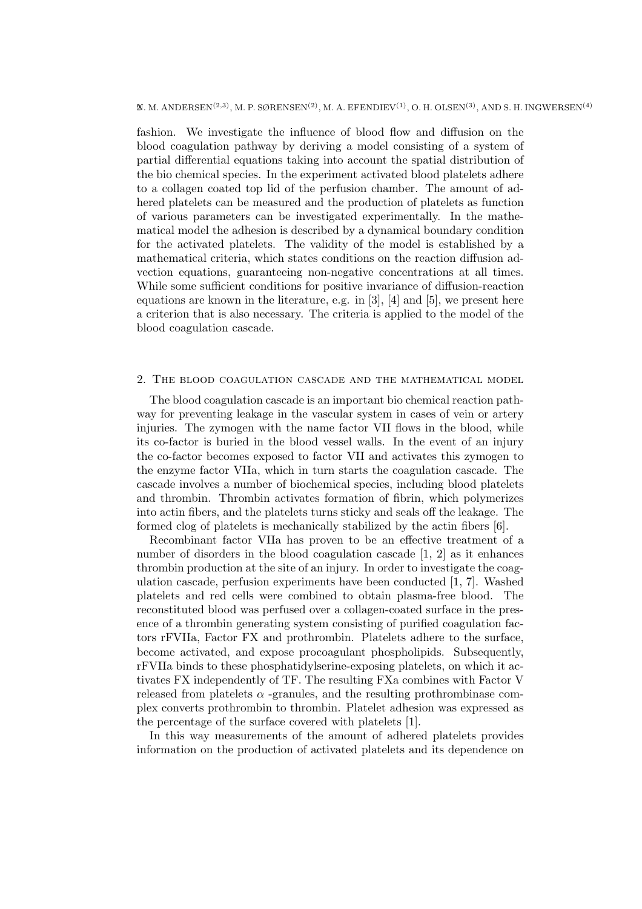fashion. We investigate the influence of blood flow and diffusion on the blood coagulation pathway by deriving a model consisting of a system of partial differential equations taking into account the spatial distribution of the bio chemical species. In the experiment activated blood platelets adhere to a collagen coated top lid of the perfusion chamber. The amount of adhered platelets can be measured and the production of platelets as function of various parameters can be investigated experimentally. In the mathematical model the adhesion is described by a dynamical boundary condition for the activated platelets. The validity of the model is established by a mathematical criteria, which states conditions on the reaction diffusion advection equations, guaranteeing non-negative concentrations at all times. While some sufficient conditions for positive invariance of diffusion-reaction equations are known in the literature, e.g. in [3], [4] and [5], we present here a criterion that is also necessary. The criteria is applied to the model of the blood coagulation cascade.

## 2. The blood coagulation cascade and the mathematical model

The blood coagulation cascade is an important bio chemical reaction pathway for preventing leakage in the vascular system in cases of vein or artery injuries. The zymogen with the name factor VII flows in the blood, while its co-factor is buried in the blood vessel walls. In the event of an injury the co-factor becomes exposed to factor VII and activates this zymogen to the enzyme factor VIIa, which in turn starts the coagulation cascade. The cascade involves a number of biochemical species, including blood platelets and thrombin. Thrombin activates formation of fibrin, which polymerizes into actin fibers, and the platelets turns sticky and seals off the leakage. The formed clog of platelets is mechanically stabilized by the actin fibers [6].

Recombinant factor VIIa has proven to be an effective treatment of a number of disorders in the blood coagulation cascade [1, 2] as it enhances thrombin production at the site of an injury. In order to investigate the coagulation cascade, perfusion experiments have been conducted [1, 7]. Washed platelets and red cells were combined to obtain plasma-free blood. The reconstituted blood was perfused over a collagen-coated surface in the presence of a thrombin generating system consisting of purified coagulation factors rFVIIa, Factor FX and prothrombin. Platelets adhere to the surface, become activated, and expose procoagulant phospholipids. Subsequently, rFVIIa binds to these phosphatidylserine-exposing platelets, on which it activates FX independently of TF. The resulting FXa combines with Factor V released from platelets $\alpha$ -granules, and the resulting prothrombinase complex converts prothrombin to thrombin. Platelet adhesion was expressed as the percentage of the surface covered with platelets [1].

In this way measurements of the amount of adhered platelets provides information on the production of activated platelets and its dependence on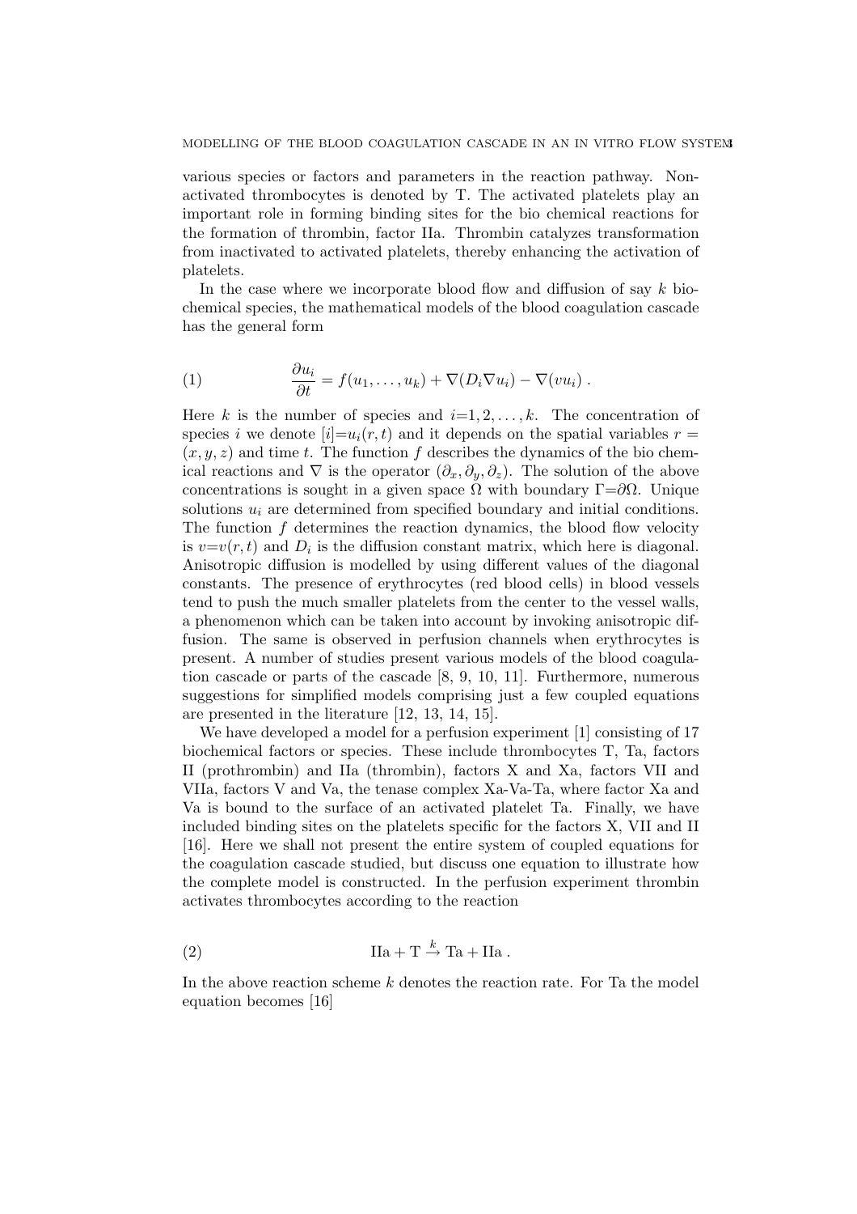various species or factors and parameters in the reaction pathway. Non-activated thrombocytes is denoted by T. The activated platelets play an important role in forming binding sites for the bio chemical reactions for the formation of thrombin, factor IIa. Thrombin catalyzes transformation from inactivated to activated platelets, thereby enhancing the activation of platelets.

In the case where we incorporate blood flow and diffusion of say $k$ biochemical species, the mathematical models of the blood coagulation cascade has the general form

$$\frac{\partial u_i}{\partial t} = f(u_1, \ldots, u_k) + \nabla(D_i \nabla u_i) - \nabla(v u_i) \; . \tag{1}$$

Here $k$ is the number of species and $i$=$1, 2, \ldots, k$. The concentration of species $i$ we denote $[i]$=$u_i(r, t)$ and it depends on the spatial variables $r = (x, y, z)$ and time $t$. The function $f$ describes the dynamics of the bio chemical reactions and $\nabla$ is the operator $(\partial_x, \partial_y, \partial_z)$. The solution of the above concentrations is sought in a given space $\Omega$ with boundary $\Gamma$=$\partial\Omega$. Unique solutions $u_i$ are determined from specified boundary and initial conditions. The function $f$ determines the reaction dynamics, the blood flow velocity is $v$=$v(r, t)$ and $D_i$ is the diffusion constant matrix, which here is diagonal. Anisotropic diffusion is modelled by using different values of the diagonal constants. The presence of erythrocytes (red blood cells) in blood vessels tend to push the much smaller platelets from the center to the vessel walls, a phenomenon which can be taken into account by invoking anisotropic diffusion. The same is observed in perfusion channels when erythrocytes is present. A number of studies present various models of the blood coagulation cascade or parts of the cascade [8, 9, 10, 11]. Furthermore, numerous suggestions for simplified models comprising just a few coupled equations are presented in the literature [12, 13, 14, 15].

We have developed a model for a perfusion experiment [1] consisting of 17 biochemical factors or species. These include thrombocytes T, Ta, factors II (prothrombin) and IIa (thrombin), factors X and Xa, factors VII and VIIa, factors V and Va, the tenase complex Xa-Va-Ta, where factor Xa and Va is bound to the surface of an activated platelet Ta. Finally, we have included binding sites on the platelets specific for the factors X, VII and II [16]. Here we shall not present the entire system of coupled equations for the coagulation cascade studied, but discuss one equation to illustrate how the complete model is constructed. In the perfusion experiment thrombin activates thrombocytes according to the reaction

$$\mathrm{IIa} + \mathrm{T} \xrightarrow{k} \mathrm{Ta} + \mathrm{IIa} \; . \tag{2}$$

In the above reaction scheme $k$ denotes the reaction rate. For Ta the model equation becomes [16]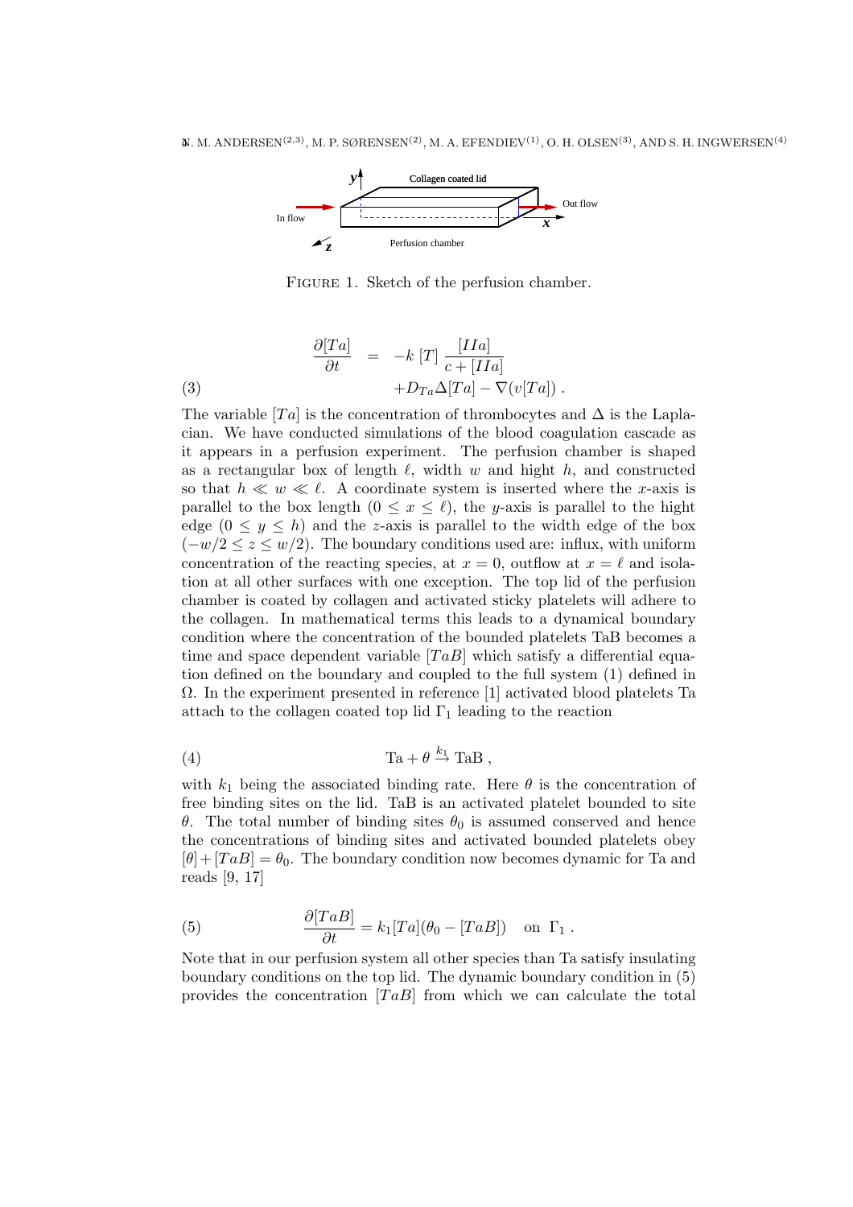FIGURE 1. Sketch of the perfusion chamber.

$$\begin{aligned} \frac{\partial [Ta]}{\partial t} &= -k\,[T]\,\frac{[IIa]}{c+[IIa]} \\ &\quad + D_{Ta}\Delta[Ta] - \nabla(v[Ta])\,. \end{aligned} \tag{3}$$

The variable $[Ta]$ is the concentration of thrombocytes and $\Delta$ is the Laplacian. We have conducted simulations of the blood coagulation cascade as it appears in a perfusion experiment. The perfusion chamber is shaped as a rectangular box of length $\ell$, width $w$ and hight $h$, and constructed so that $h \ll w \ll \ell$. A coordinate system is inserted where the $x$-axis is parallel to the box length ($0 \le x \le \ell$), the $y$-axis is parallel to the hight edge ($0 \le y \le h$) and the $z$-axis is parallel to the width edge of the box ($-w/2 \le z \le w/2$). The boundary conditions used are: influx, with uniform concentration of the reacting species, at $x = 0$, outflow at $x = \ell$ and isolation at all other surfaces with one exception. The top lid of the perfusion chamber is coated by collagen and activated sticky platelets will adhere to the collagen. In mathematical terms this leads to a dynamical boundary condition where the concentration of the bounded platelets TaB becomes a time and space dependent variable $[TaB]$ which satisfy a differential equation defined on the boundary and coupled to the full system (1) defined in $\Omega$. In the experiment presented in reference [1] activated blood platelets Ta attach to the collagen coated top lid $\Gamma_1$ leading to the reaction

$$\mathrm{Ta} + \theta \xrightarrow{k_1} \mathrm{TaB}\,, \tag{4}$$

with $k_1$ being the associated binding rate. Here $\theta$ is the concentration of free binding sites on the lid. TaB is an activated platelet bounded to site $\theta$. The total number of binding sites $\theta_0$ is assumed conserved and hence the concentrations of binding sites and activated bounded platelets obey $[\theta] + [TaB] = \theta_0$. The boundary condition now becomes dynamic for Ta and reads [9, 17]

$$\frac{\partial [TaB]}{\partial t} = k_1[Ta](\theta_0 - [TaB]) \quad \text{on } \Gamma_1\,. \tag{5}$$

Note that in our perfusion system all other species than Ta satisfy insulating boundary conditions on the top lid. The dynamic boundary condition in (5) provides the concentration $[TaB]$ from which we can calculate the total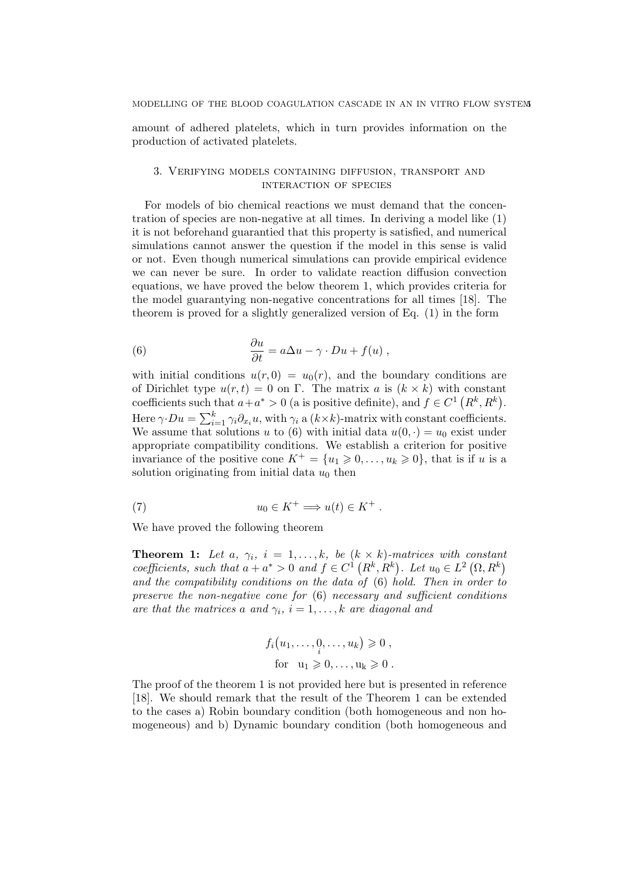amount of adhered platelets, which in turn provides information on the production of activated platelets.

## 3. Verifying models containing diffusion, transport and interaction of species

For models of bio chemical reactions we must demand that the concentration of species are non-negative at all times. In deriving a model like (1) it is not beforehand guarantied that this property is satisfied, and numerical simulations cannot answer the question if the model in this sense is valid or not. Even though numerical simulations can provide empirical evidence we can never be sure. In order to validate reaction diffusion convection equations, we have proved the below theorem 1, which provides criteria for the model guarantying non-negative concentrations for all times [18]. The theorem is proved for a slightly generalized version of Eq. (1) in the form

$$\frac{\partial u}{\partial t} = a\Delta u - \gamma \cdot Du + f(u) \, , \tag{6}$$

with initial conditions $u(r, 0) = u_0(r)$, and the boundary conditions are of Dirichlet type $u(r, t) = 0$ on $\Gamma$. The matrix $a$ is $(k \times k)$ with constant coefficients such that $a + a^* > 0$ (a is positive definite), and $f \in C^1(R^k, R^k)$. Here $\gamma \cdot Du = \sum_{i=1}^{k} \gamma_i \partial_{x_i} u$, with $\gamma_i$ a $(k \times k)$-matrix with constant coefficients. We assume that solutions $u$ to (6) with initial data $u(0, \cdot) = u_0$ exist under appropriate compatibility conditions. We establish a criterion for positive invariance of the positive cone $K^+ = \{u_1 \geqslant 0, \dots, u_k \geqslant 0\}$, that is if $u$ is a solution originating from initial data $u_0$ then

$$u_0 \in K^+ \Longrightarrow u(t) \in K^+ \, . \tag{7}$$

We have proved the following theorem

**Theorem 1:** *Let $a$, $\gamma_i$, $i = 1, \dots, k$, be $(k \times k)$-matrices with constant coefficients, such that $a + a^* > 0$ and $f \in C^1(R^k, R^k)$. Let $u_0 \in L^2(\Omega, R^k)$ and the compatibility conditions on the data of (6) hold. Then in order to preserve the non-negative cone for (6) necessary and sufficient conditions are that the matrices $a$ and $\gamma_i$, $i = 1, \dots, k$ are diagonal and*

$$f_i\big(u_1, \dots, \underset{i}{0}, \dots, u_k\big) \geqslant 0 \, ,$$
$$\text{for} \quad u_1 \geqslant 0, \dots, u_k \geqslant 0 \, .$$

The proof of the theorem 1 is not provided here but is presented in reference [18]. We should remark that the result of the Theorem 1 can be extended to the cases a) Robin boundary condition (both homogeneous and non homogeneous) and b) Dynamic boundary condition (both homogeneous and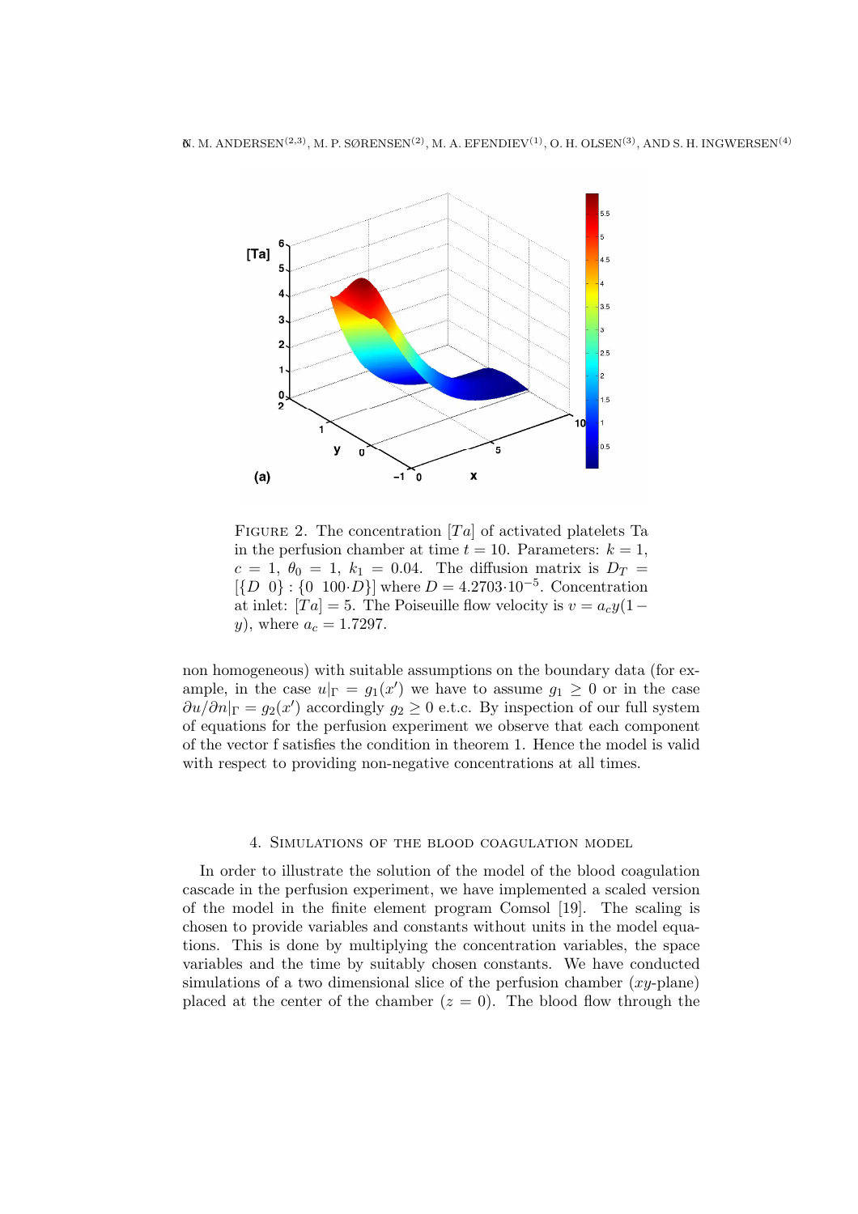FIGURE 2. The concentration $[Ta]$ of activated platelets Ta in the perfusion chamber at time $t = 10$. Parameters: $k = 1$, $c = 1$, $\theta_0 = 1$, $k_1 = 0.04$. The diffusion matrix is $D_T = [\{D \;\; 0\} : \{0 \;\; 100 \cdot D\}]$ where $D = 4.2703 \cdot 10^{-5}$. Concentration at inlet: $[Ta] = 5$. The Poiseuille flow velocity is $v = a_c y(1 - y)$, where $a_c = 1.7297$.

non homogeneous) with suitable assumptions on the boundary data (for example, in the case $u|_\Gamma = g_1(x')$ we have to assume $g_1 \geq 0$ or in the case $\partial u / \partial n|_\Gamma = g_2(x')$ accordingly $g_2 \geq 0$ e.t.c. By inspection of our full system of equations for the perfusion experiment we observe that each component of the vector f satisfies the condition in theorem 1. Hence the model is valid with respect to providing non-negative concentrations at all times.

## 4. Simulations of the blood coagulation model

In order to illustrate the solution of the model of the blood coagulation cascade in the perfusion experiment, we have implemented a scaled version of the model in the finite element program Comsol [19]. The scaling is chosen to provide variables and constants without units in the model equations. This is done by multiplying the concentration variables, the space variables and the time by suitably chosen constants. We have conducted simulations of a two dimensional slice of the perfusion chamber ($xy$-plane) placed at the center of the chamber ($z = 0$). The blood flow through the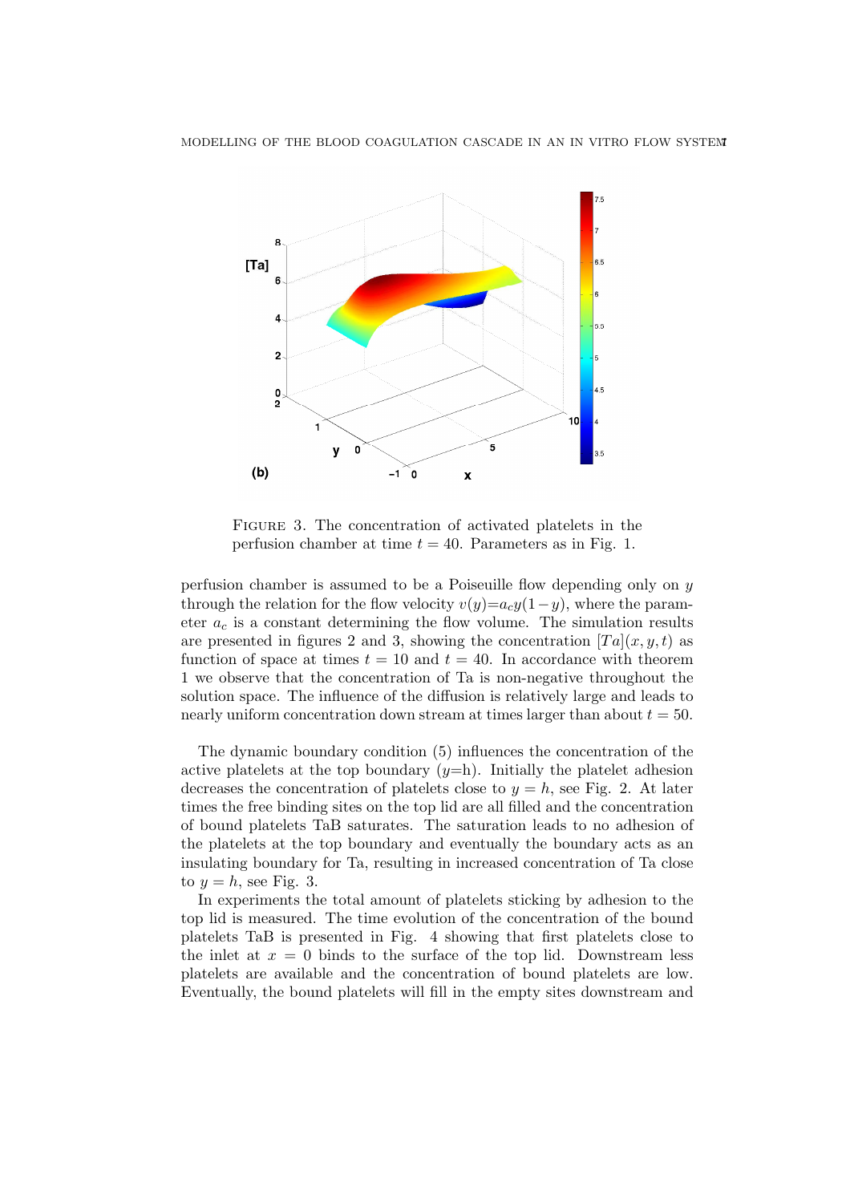FIGURE 3. The concentration of activated platelets in the perfusion chamber at time $t = 40$. Parameters as in Fig. 1.

perfusion chamber is assumed to be a Poiseuille flow depending only on $y$ through the relation for the flow velocity $v(y) = a_c y(1-y)$, where the parameter $a_c$ is a constant determining the flow volume. The simulation results are presented in figures 2 and 3, showing the concentration $[Ta](x, y, t)$ as function of space at times $t = 10$ and $t = 40$. In accordance with theorem 1 we observe that the concentration of Ta is non-negative throughout the solution space. The influence of the diffusion is relatively large and leads to nearly uniform concentration down stream at times larger than about $t = 50$.

The dynamic boundary condition (5) influences the concentration of the active platelets at the top boundary ($y$=h). Initially the platelet adhesion decreases the concentration of platelets close to $y = h$, see Fig. 2. At later times the free binding sites on the top lid are all filled and the concentration of bound platelets TaB saturates. The saturation leads to no adhesion of the platelets at the top boundary and eventually the boundary acts as an insulating boundary for Ta, resulting in increased concentration of Ta close to $y = h$, see Fig. 3.

In experiments the total amount of platelets sticking by adhesion to the top lid is measured. The time evolution of the concentration of the bound platelets TaB is presented in Fig. 4 showing that first platelets close to the inlet at $x = 0$ binds to the surface of the top lid. Downstream less platelets are available and the concentration of bound platelets are low. Eventually, the bound platelets will fill in the empty sites downstream and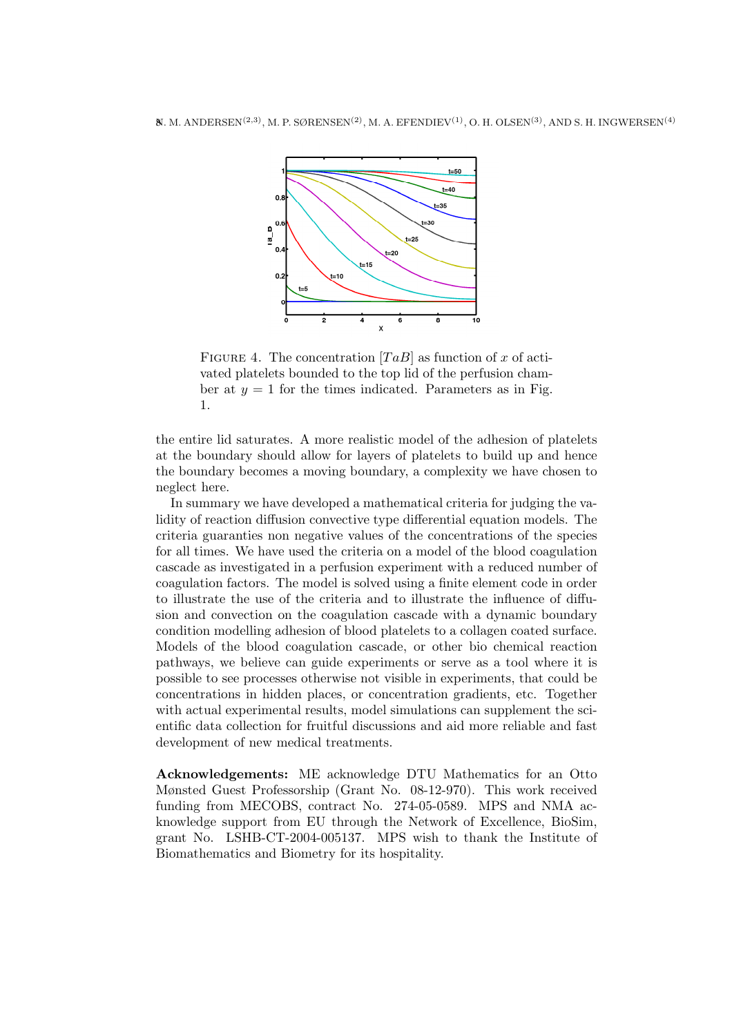FIGURE 4. The concentration $[TaB]$ as function of $x$ of activated platelets bounded to the top lid of the perfusion chamber at $y = 1$ for the times indicated. Parameters as in Fig. 1.

the entire lid saturates. A more realistic model of the adhesion of platelets at the boundary should allow for layers of platelets to build up and hence the boundary becomes a moving boundary, a complexity we have chosen to neglect here.

In summary we have developed a mathematical criteria for judging the validity of reaction diffusion convective type differential equation models. The criteria guaranties non negative values of the concentrations of the species for all times. We have used the criteria on a model of the blood coagulation cascade as investigated in a perfusion experiment with a reduced number of coagulation factors. The model is solved using a finite element code in order to illustrate the use of the criteria and to illustrate the influence of diffusion and convection on the coagulation cascade with a dynamic boundary condition modelling adhesion of blood platelets to a collagen coated surface. Models of the blood coagulation cascade, or other bio chemical reaction pathways, we believe can guide experiments or serve as a tool where it is possible to see processes otherwise not visible in experiments, that could be concentrations in hidden places, or concentration gradients, etc. Together with actual experimental results, model simulations can supplement the scientific data collection for fruitful discussions and aid more reliable and fast development of new medical treatments.

**Acknowledgements:** ME acknowledge DTU Mathematics for an Otto Mønsted Guest Professorship (Grant No. 08-12-970). This work received funding from MECOBS, contract No. 274-05-0589. MPS and NMA acknowledge support from EU through the Network of Excellence, BioSim, grant No. LSHB-CT-2004-005137. MPS wish to thank the Institute of Biomathematics and Biometry for its hospitality.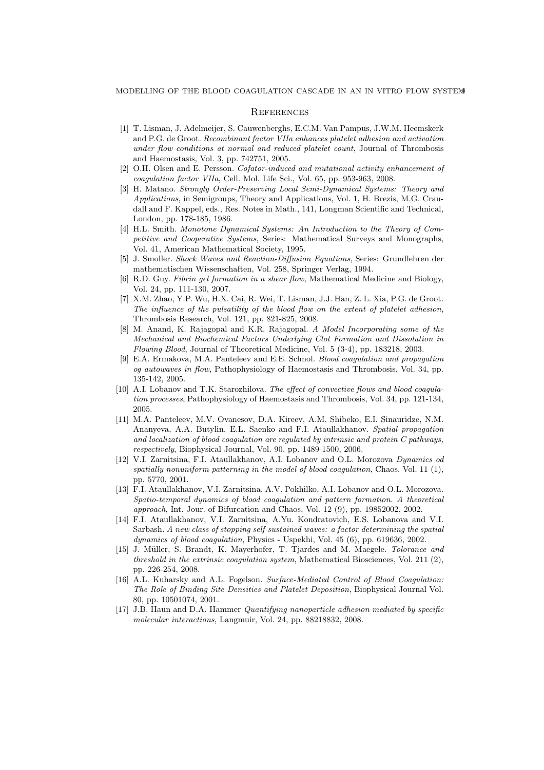## References

[1] T. Lisman, J. Adelmeijer, S. Cauwenberghs, E.C.M. Van Pampus, J.W.M. Heemskerk and P.G. de Groot. *Recombinant factor VIIa enhances platelet adhesion and activation under flow conditions at normal and reduced platelet count*, Journal of Thrombosis and Haemostasis, Vol. 3, pp. 742751, 2005.

[2] O.H. Olsen and E. Persson. *Cofator-induced and mutational activity enhancement of coagulation factor VIIa*, Cell. Mol. Life Sci., Vol. 65, pp. 953-963, 2008.

[3] H. Matano. *Strongly Order-Preserving Local Semi-Dynamical Systems: Theory and Applications*, in Semigroups, Theory and Applications, Vol. 1, H. Brezis, M.G. Craudall and F. Kappel, eds., Res. Notes in Math., 141, Longman Scientific and Technical, London, pp. 178-185, 1986.

[4] H.L. Smith. *Monotone Dynamical Systems: An Introduction to the Theory of Competitive and Cooperative Systems*, Series: Mathematical Surveys and Monographs, Vol. 41, American Mathematical Society, 1995.

[5] J. Smoller. *Shock Waves and Reaction-Diffusion Equations*, Series: Grundlehren der mathematischen Wissenschaften, Vol. 258, Springer Verlag, 1994.

[6] R.D. Guy. *Fibrin gel formation in a shear flow*, Mathematical Medicine and Biology, Vol. 24, pp. 111-130, 2007.

[7] X.M. Zhao, Y.P. Wu, H.X. Cai, R. Wei, T. Lisman, J.J. Han, Z. L. Xia, P.G. de Groot. *The influence of the pulsatility of the blood flow on the extent of platelet adhesion*, Thrombosis Research, Vol. 121, pp. 821-825, 2008.

[8] M. Anand, K. Rajagopal and K.R. Rajagopal. *A Model Incorporating some of the Mechanical and Biochemical Factors Underlying Clot Formation and Dissolution in Flowing Blood*, Journal of Theoretical Medicine, Vol. 5 (3-4), pp. 183218, 2003.

[9] E.A. Ermakova, M.A. Panteleev and E.E. Schnol. *Blood coagulation and propagation og autowaves in flow*, Pathophysiology of Haemostasis and Thrombosis, Vol. 34, pp. 135-142, 2005.

[10] A.I. Lobanov and T.K. Starozhilova. *The effect of convective flows and blood coagulation processes*, Pathophysiology of Haemostasis and Thrombosis, Vol. 34, pp. 121-134, 2005.

[11] M.A. Panteleev, M.V. Ovanesov, D.A. Kireev, A.M. Shibeko, E.I. Sinauridze, N.M. Ananyeva, A.A. Butylin, E.L. Saenko and F.I. Ataullakhanov. *Spatial propagation and localization of blood coagulation are regulated by intrinsic and protein C pathways, respectively*, Biophysical Journal, Vol. 90, pp. 1489-1500, 2006.

[12] V.I. Zarnitsina, F.I. Ataullakhanov, A.I. Lobanov and O.L. Morozova *Dynamics od spatially nonuniform patterning in the model of blood coagulation*, Chaos, Vol. 11 (1), pp. 5770, 2001.

[13] F.I. Ataullakhanov, V.I. Zarnitsina, A.V. Pokhilko, A.I. Lobanov and O.L. Morozova. *Spatio-temporal dynamics of blood coagulation and pattern formation. A theoretical approach*, Int. Jour. of Bifurcation and Chaos, Vol. 12 (9), pp. 19852002, 2002.

[14] F.I. Ataullakhanov, V.I. Zarnitsina, A.Yu. Kondratovich, E.S. Lobanova and V.I. Sarbash. *A new class of stopping self-sustained waves: a factor determining the spatial dynamics of blood coagulation*, Physics - Uspekhi, Vol. 45 (6), pp. 619636, 2002.

[15] J. Müller, S. Brandt, K. Mayerhofer, T. Tjardes and M. Maegele. *Tolorance and threshold in the extrinsic coagulation system*, Mathematical Biosciences, Vol. 211 (2), pp. 226-254, 2008.

[16] A.L. Kuharsky and A.L. Fogelson. *Surface-Mediated Control of Blood Coagulation: The Role of Binding Site Densities and Platelet Deposition*, Biophysical Journal Vol. 80, pp. 10501074, 2001.

[17] J.B. Haun and D.A. Hammer *Quantifying nanoparticle adhesion mediated by specific molecular interactions*, Langmuir, Vol. 24, pp. 88218832, 2008.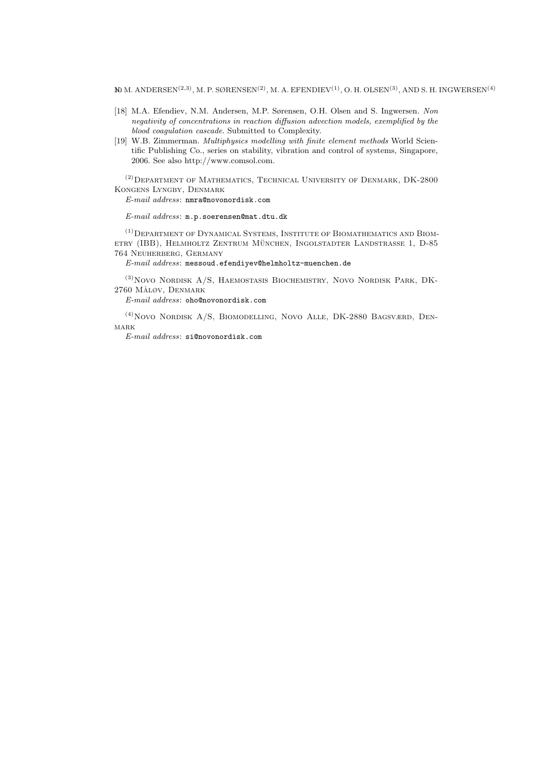[18] M.A. Efendiev, N.M. Andersen, M.P. Sørensen, O.H. Olsen and S. Ingwersen. *Non negativity of concentrations in reaction diffusion advection models, exemplified by the blood coagulation cascade*. Submitted to Complexity.

[19] W.B. Zimmerman. *Multiphysics modelling with finite element methods* World Scientific Publishing Co., series on stability, vibration and control of systems, Singapore, 2006. See also http://www.comsol.com.

[(2)] Department of Mathematics, Technical University of Denmark, DK-2800 Kongens Lyngby, Denmark

*E-mail address*: nmra@novonordisk.com

*E-mail address*: m.p.soerensen@mat.dtu.dk

[(1)] Department of Dynamical Systems, Institute of Biomathematics and Biometry (IBB), Helmholtz Zentrum München, Ingolstadter Landstrasse 1, D-85 764 Neuherberg, Germany

*E-mail address*: messoud.efendiyev@helmholtz-muenchen.de

[(3)] Novo Nordisk A/S, Haemostasis Biochemistry, Novo Nordisk Park, DK-2760 Måløv, Denmark

*E-mail address*: oho@novonordisk.com

[(4)] Novo Nordisk A/S, Biomodelling, Novo Alle, DK-2880 Bagsværd, Denmark

*E-mail address*: si@novonordisk.com